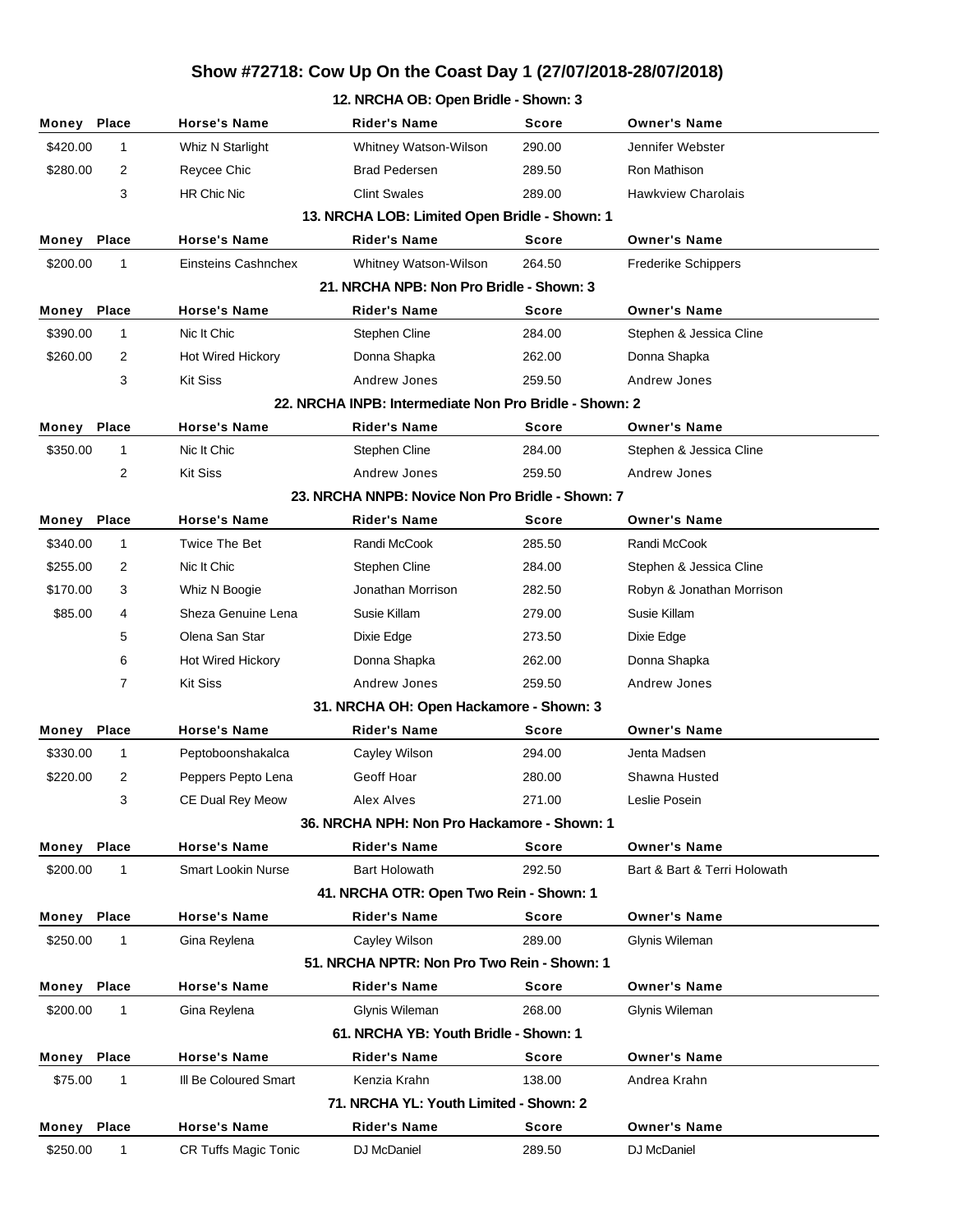# Show #72718: Cow Up On the Coast Day 1 (27/07/2018-28/07/2018)

### 12. NRCHA OB: Open Bridle - Shown: 3

| Money | Place | Horse's Name | Rider's Name | Score | Owner's Name |
|---|---|---|---|---|---|
| $420.00 | 1 | Whiz N Starlight | Whitney Watson-Wilson | 290.00 | Jennifer Webster |
| $280.00 | 2 | Reycee Chic | Brad Pedersen | 289.50 | Ron Mathison |
| | 3 | HR Chic Nic | Clint Swales | 289.00 | Hawkview Charolais |

### 13. NRCHA LOB: Limited Open Bridle - Shown: 1

| Money | Place | Horse's Name | Rider's Name | Score | Owner's Name |
|---|---|---|---|---|---|
| $200.00 | 1 | Einsteins Cashnchex | Whitney Watson-Wilson | 264.50 | Frederike Schippers |

### 21. NRCHA NPB: Non Pro Bridle - Shown: 3

| Money | Place | Horse's Name | Rider's Name | Score | Owner's Name |
|---|---|---|---|---|---|
| $390.00 | 1 | Nic It Chic | Stephen Cline | 284.00 | Stephen & Jessica Cline |
| $260.00 | 2 | Hot Wired Hickory | Donna Shapka | 262.00 | Donna Shapka |
| | 3 | Kit Siss | Andrew Jones | 259.50 | Andrew Jones |

### 22. NRCHA INPB: Intermediate Non Pro Bridle - Shown: 2

| Money | Place | Horse's Name | Rider's Name | Score | Owner's Name |
|---|---|---|---|---|---|
| $350.00 | 1 | Nic It Chic | Stephen Cline | 284.00 | Stephen & Jessica Cline |
| | 2 | Kit Siss | Andrew Jones | 259.50 | Andrew Jones |

### 23. NRCHA NNPB: Novice Non Pro Bridle - Shown: 7

| Money | Place | Horse's Name | Rider's Name | Score | Owner's Name |
|---|---|---|---|---|---|
| $340.00 | 1 | Twice The Bet | Randi McCook | 285.50 | Randi McCook |
| $255.00 | 2 | Nic It Chic | Stephen Cline | 284.00 | Stephen & Jessica Cline |
| $170.00 | 3 | Whiz N Boogie | Jonathan Morrison | 282.50 | Robyn & Jonathan Morrison |
| $85.00 | 4 | Sheza Genuine Lena | Susie Killam | 279.00 | Susie Killam |
| | 5 | Olena San Star | Dixie Edge | 273.50 | Dixie Edge |
| | 6 | Hot Wired Hickory | Donna Shapka | 262.00 | Donna Shapka |
| | 7 | Kit Siss | Andrew Jones | 259.50 | Andrew Jones |

### 31. NRCHA OH: Open Hackamore - Shown: 3

| Money | Place | Horse's Name | Rider's Name | Score | Owner's Name |
|---|---|---|---|---|---|
| $330.00 | 1 | Peptoboonshakalca | Cayley Wilson | 294.00 | Jenta Madsen |
| $220.00 | 2 | Peppers Pepto Lena | Geoff Hoar | 280.00 | Shawna Husted |
| | 3 | CE Dual Rey Meow | Alex Alves | 271.00 | Leslie Posein |

### 36. NRCHA NPH: Non Pro Hackamore - Shown: 1

| Money | Place | Horse's Name | Rider's Name | Score | Owner's Name |
|---|---|---|---|---|---|
| $200.00 | 1 | Smart Lookin Nurse | Bart Holowath | 292.50 | Bart & Bart & Terri Holowath |

### 41. NRCHA OTR: Open Two Rein - Shown: 1

| Money | Place | Horse's Name | Rider's Name | Score | Owner's Name |
|---|---|---|---|---|---|
| $250.00 | 1 | Gina Reylena | Cayley Wilson | 289.00 | Glynis Wileman |

### 51. NRCHA NPTR: Non Pro Two Rein - Shown: 1

| Money | Place | Horse's Name | Rider's Name | Score | Owner's Name |
|---|---|---|---|---|---|
| $200.00 | 1 | Gina Reylena | Glynis Wileman | 268.00 | Glynis Wileman |

### 61. NRCHA YB: Youth Bridle - Shown: 1

| Money | Place | Horse's Name | Rider's Name | Score | Owner's Name |
|---|---|---|---|---|---|
| $75.00 | 1 | Ill Be Coloured Smart | Kenzia Krahn | 138.00 | Andrea Krahn |

### 71. NRCHA YL: Youth Limited - Shown: 2

| Money | Place | Horse's Name | Rider's Name | Score | Owner's Name |
|---|---|---|---|---|---|
| $250.00 | 1 | CR Tuffs Magic Tonic | DJ McDaniel | 289.50 | DJ McDaniel |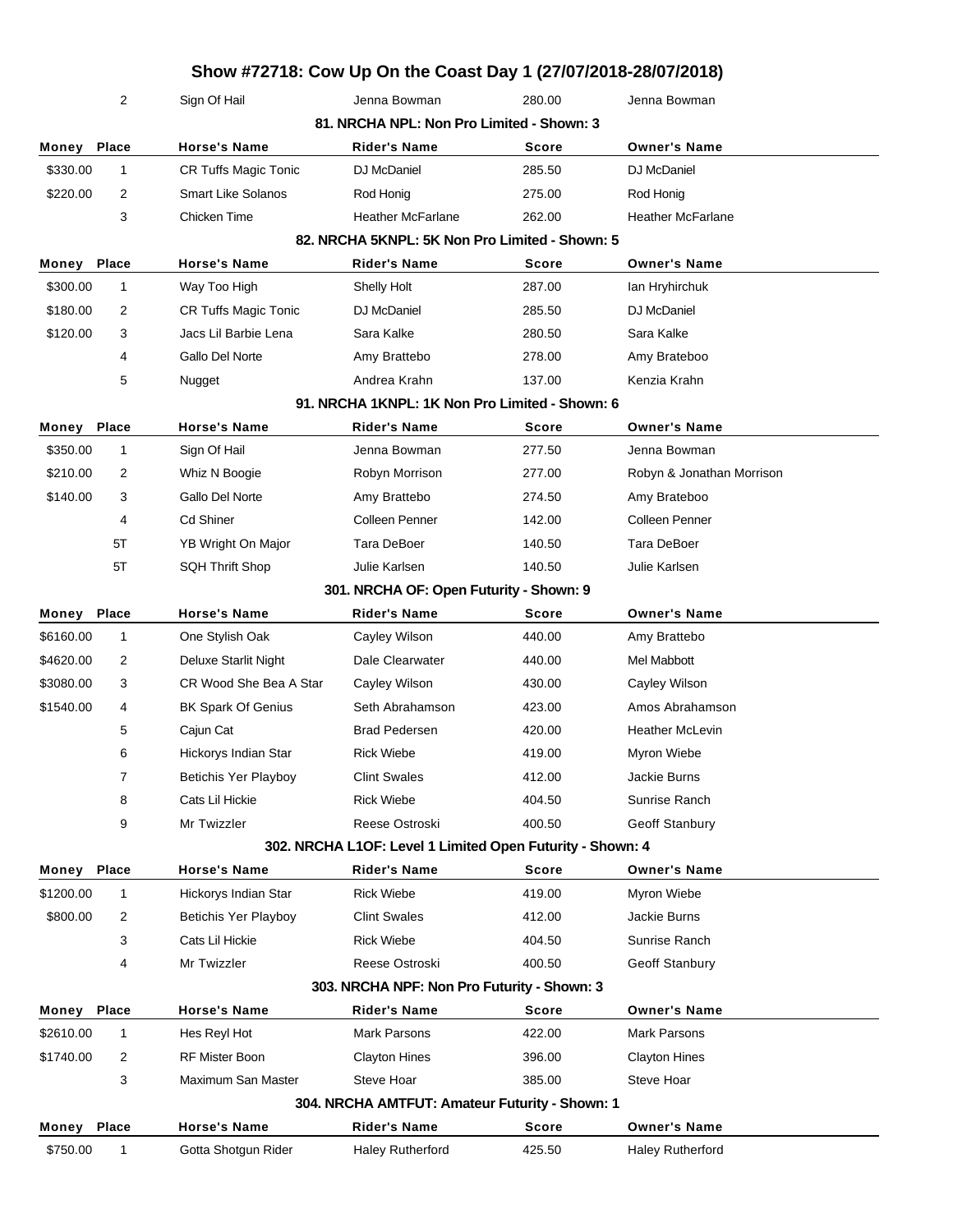# Show #72718: Cow Up On the Coast Day 1 (27/07/2018-28/07/2018)

| Money | Place | Horse's Name | Rider's Name | Score | Owner's Name |
|---|---|---|---|---|---|
| | 2 | Sign Of Hail | Jenna Bowman | 280.00 | Jenna Bowman |

### 81. NRCHA NPL: Non Pro Limited - Shown: 3

| Money | Place | Horse's Name | Rider's Name | Score | Owner's Name |
|---|---|---|---|---|---|
| $330.00 | 1 | CR Tuffs Magic Tonic | DJ McDaniel | 285.50 | DJ McDaniel |
| $220.00 | 2 | Smart Like Solanos | Rod Honig | 275.00 | Rod Honig |
| | 3 | Chicken Time | Heather McFarlane | 262.00 | Heather McFarlane |

### 82. NRCHA 5KNPL: 5K Non Pro Limited - Shown: 5

| Money | Place | Horse's Name | Rider's Name | Score | Owner's Name |
|---|---|---|---|---|---|
| $300.00 | 1 | Way Too High | Shelly Holt | 287.00 | Ian Hryhirchuk |
| $180.00 | 2 | CR Tuffs Magic Tonic | DJ McDaniel | 285.50 | DJ McDaniel |
| $120.00 | 3 | Jacs Lil Barbie Lena | Sara Kalke | 280.50 | Sara Kalke |
| | 4 | Gallo Del Norte | Amy Brattebo | 278.00 | Amy Brateboo |
| | 5 | Nugget | Andrea Krahn | 137.00 | Kenzia Krahn |

### 91. NRCHA 1KNPL: 1K Non Pro Limited - Shown: 6

| Money | Place | Horse's Name | Rider's Name | Score | Owner's Name |
|---|---|---|---|---|---|
| $350.00 | 1 | Sign Of Hail | Jenna Bowman | 277.50 | Jenna Bowman |
| $210.00 | 2 | Whiz N Boogie | Robyn Morrison | 277.00 | Robyn & Jonathan Morrison |
| $140.00 | 3 | Gallo Del Norte | Amy Brattebo | 274.50 | Amy Brateboo |
| | 4 | Cd Shiner | Colleen Penner | 142.00 | Colleen Penner |
| | 5T | YB Wright On Major | Tara DeBoer | 140.50 | Tara DeBoer |
| | 5T | SQH Thrift Shop | Julie Karlsen | 140.50 | Julie Karlsen |

### 301. NRCHA OF: Open Futurity - Shown: 9

| Money | Place | Horse's Name | Rider's Name | Score | Owner's Name |
|---|---|---|---|---|---|
| $6160.00 | 1 | One Stylish Oak | Cayley Wilson | 440.00 | Amy Brattebo |
| $4620.00 | 2 | Deluxe Starlit Night | Dale Clearwater | 440.00 | Mel Mabbott |
| $3080.00 | 3 | CR Wood She Bea A Star | Cayley Wilson | 430.00 | Cayley Wilson |
| $1540.00 | 4 | BK Spark Of Genius | Seth Abrahamson | 423.00 | Amos Abrahamson |
| | 5 | Cajun Cat | Brad Pedersen | 420.00 | Heather McLevin |
| | 6 | Hickorys Indian Star | Rick Wiebe | 419.00 | Myron Wiebe |
| | 7 | Betichis Yer Playboy | Clint Swales | 412.00 | Jackie Burns |
| | 8 | Cats Lil Hickie | Rick Wiebe | 404.50 | Sunrise Ranch |
| | 9 | Mr Twizzler | Reese Ostroski | 400.50 | Geoff Stanbury |

### 302. NRCHA L1OF: Level 1 Limited Open Futurity - Shown: 4

| Money | Place | Horse's Name | Rider's Name | Score | Owner's Name |
|---|---|---|---|---|---|
| $1200.00 | 1 | Hickorys Indian Star | Rick Wiebe | 419.00 | Myron Wiebe |
| $800.00 | 2 | Betichis Yer Playboy | Clint Swales | 412.00 | Jackie Burns |
| | 3 | Cats Lil Hickie | Rick Wiebe | 404.50 | Sunrise Ranch |
| | 4 | Mr Twizzler | Reese Ostroski | 400.50 | Geoff Stanbury |

### 303. NRCHA NPF: Non Pro Futurity - Shown: 3

| Money | Place | Horse's Name | Rider's Name | Score | Owner's Name |
|---|---|---|---|---|---|
| $2610.00 | 1 | Hes Reyl Hot | Mark Parsons | 422.00 | Mark Parsons |
| $1740.00 | 2 | RF Mister Boon | Clayton Hines | 396.00 | Clayton Hines |
| | 3 | Maximum San Master | Steve Hoar | 385.00 | Steve Hoar |

### 304. NRCHA AMTFUT: Amateur Futurity - Shown: 1

| Money | Place | Horse's Name | Rider's Name | Score | Owner's Name |
|---|---|---|---|---|---|
| $750.00 | 1 | Gotta Shotgun Rider | Haley Rutherford | 425.50 | Haley Rutherford |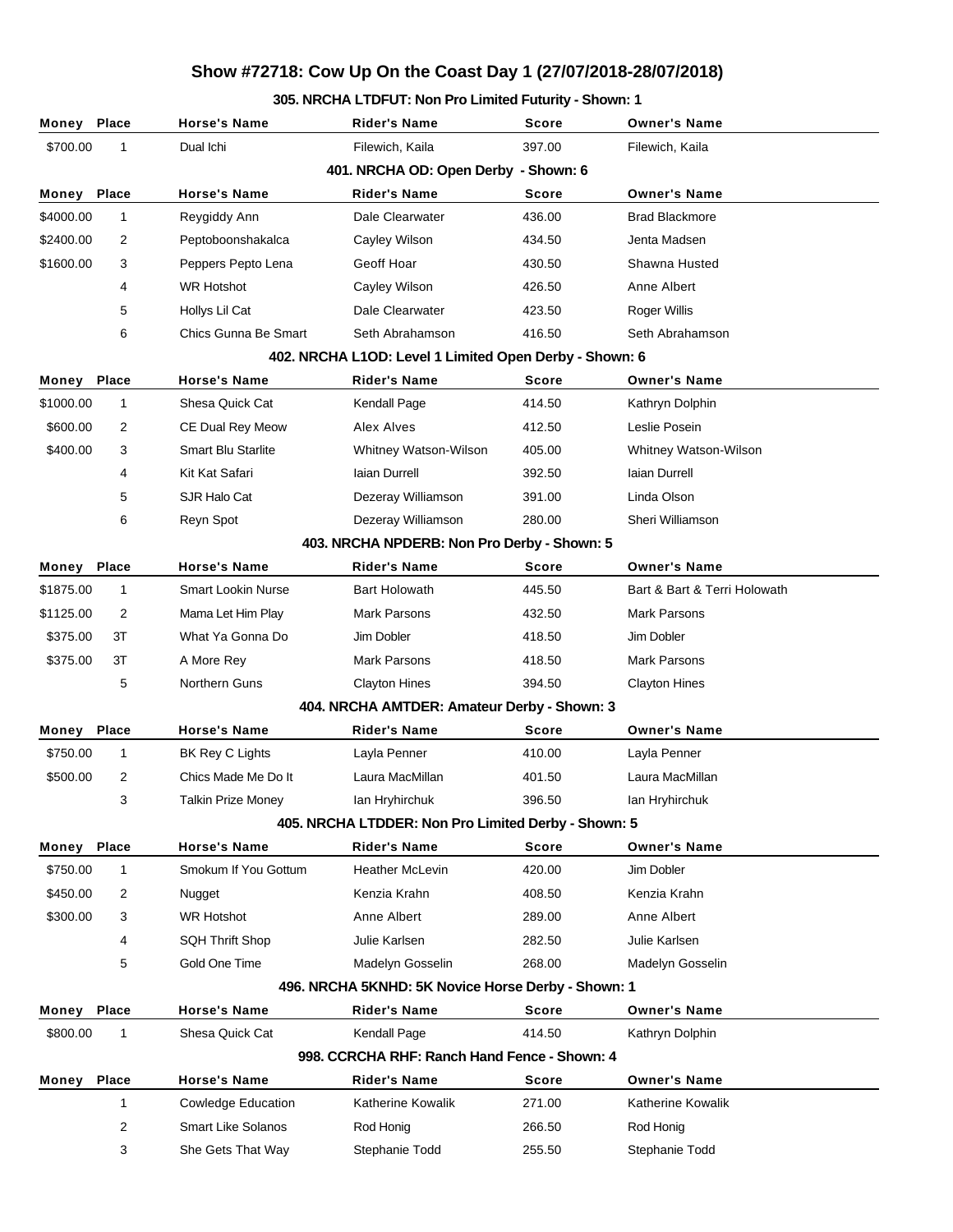# Show #72718: Cow Up On the Coast Day 1 (27/07/2018-28/07/2018)

### 305. NRCHA LTDFUT: Non Pro Limited Futurity - Shown: 1

| Money | Place | Horse's Name | Rider's Name | Score | Owner's Name |
|---|---|---|---|---|---|
| $700.00 | 1 | Dual Ichi | Filewich, Kaila | 397.00 | Filewich, Kaila |

### 401. NRCHA OD: Open Derby - Shown: 6

| Money | Place | Horse's Name | Rider's Name | Score | Owner's Name |
|---|---|---|---|---|---|
| $4000.00 | 1 | Reygiddy Ann | Dale Clearwater | 436.00 | Brad Blackmore |
| $2400.00 | 2 | Peptoboonshakalca | Cayley Wilson | 434.50 | Jenta Madsen |
| $1600.00 | 3 | Peppers Pepto Lena | Geoff Hoar | 430.50 | Shawna Husted |
| | 4 | WR Hotshot | Cayley Wilson | 426.50 | Anne Albert |
| | 5 | Hollys Lil Cat | Dale Clearwater | 423.50 | Roger Willis |
| | 6 | Chics Gunna Be Smart | Seth Abrahamson | 416.50 | Seth Abrahamson |

### 402. NRCHA L1OD: Level 1 Limited Open Derby - Shown: 6

| Money | Place | Horse's Name | Rider's Name | Score | Owner's Name |
|---|---|---|---|---|---|
| $1000.00 | 1 | Shesa Quick Cat | Kendall Page | 414.50 | Kathryn Dolphin |
| $600.00 | 2 | CE Dual Rey Meow | Alex Alves | 412.50 | Leslie Posein |
| $400.00 | 3 | Smart Blu Starlite | Whitney Watson-Wilson | 405.00 | Whitney Watson-Wilson |
| | 4 | Kit Kat Safari | Iaian Durrell | 392.50 | Iaian Durrell |
| | 5 | SJR Halo Cat | Dezeray Williamson | 391.00 | Linda Olson |
| | 6 | Reyn Spot | Dezeray Williamson | 280.00 | Sheri Williamson |

### 403. NRCHA NPDERB: Non Pro Derby - Shown: 5

| Money | Place | Horse's Name | Rider's Name | Score | Owner's Name |
|---|---|---|---|---|---|
| $1875.00 | 1 | Smart Lookin Nurse | Bart Holowath | 445.50 | Bart & Bart & Terri Holowath |
| $1125.00 | 2 | Mama Let Him Play | Mark Parsons | 432.50 | Mark Parsons |
| $375.00 | 3T | What Ya Gonna Do | Jim Dobler | 418.50 | Jim Dobler |
| $375.00 | 3T | A More Rey | Mark Parsons | 418.50 | Mark Parsons |
| | 5 | Northern Guns | Clayton Hines | 394.50 | Clayton Hines |

### 404. NRCHA AMTDER: Amateur Derby - Shown: 3

| Money | Place | Horse's Name | Rider's Name | Score | Owner's Name |
|---|---|---|---|---|---|
| $750.00 | 1 | BK Rey C Lights | Layla Penner | 410.00 | Layla Penner |
| $500.00 | 2 | Chics Made Me Do It | Laura MacMillan | 401.50 | Laura MacMillan |
| | 3 | Talkin Prize Money | Ian Hryhirchuk | 396.50 | Ian Hryhirchuk |

### 405. NRCHA LTDDER: Non Pro Limited Derby - Shown: 5

| Money | Place | Horse's Name | Rider's Name | Score | Owner's Name |
|---|---|---|---|---|---|
| $750.00 | 1 | Smokum If You Gottum | Heather McLevin | 420.00 | Jim Dobler |
| $450.00 | 2 | Nugget | Kenzia Krahn | 408.50 | Kenzia Krahn |
| $300.00 | 3 | WR Hotshot | Anne Albert | 289.00 | Anne Albert |
| | 4 | SQH Thrift Shop | Julie Karlsen | 282.50 | Julie Karlsen |
| | 5 | Gold One Time | Madelyn Gosselin | 268.00 | Madelyn Gosselin |

### 496. NRCHA 5KNHD: 5K Novice Horse Derby - Shown: 1

| Money | Place | Horse's Name | Rider's Name | Score | Owner's Name |
|---|---|---|---|---|---|
| $800.00 | 1 | Shesa Quick Cat | Kendall Page | 414.50 | Kathryn Dolphin |

### 998. CCRCHA RHF: Ranch Hand Fence - Shown: 4

| Money | Place | Horse's Name | Rider's Name | Score | Owner's Name |
|---|---|---|---|---|---|
| | 1 | Cowledge Education | Katherine Kowalik | 271.00 | Katherine Kowalik |
| | 2 | Smart Like Solanos | Rod Honig | 266.50 | Rod Honig |
| | 3 | She Gets That Way | Stephanie Todd | 255.50 | Stephanie Todd |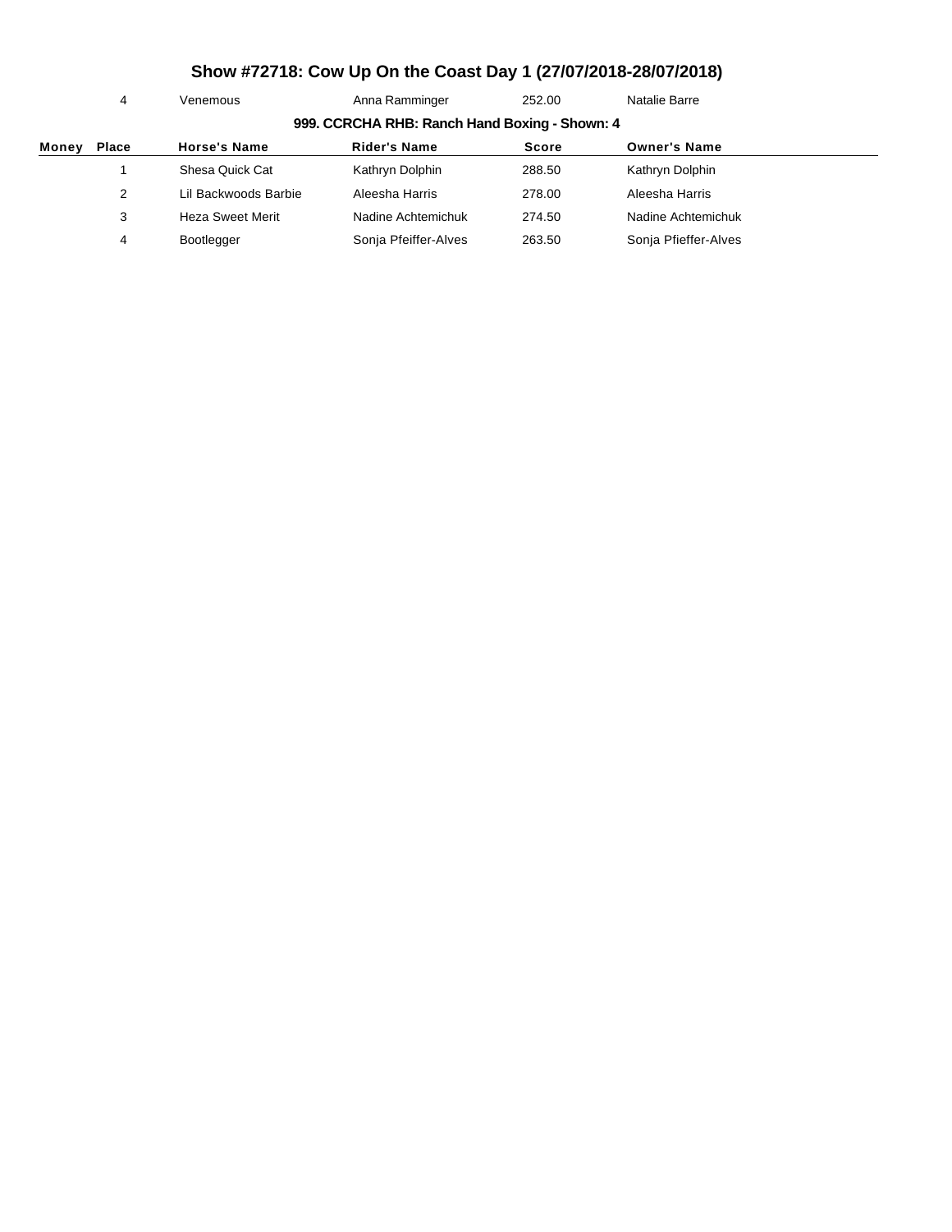# Show #72718: Cow Up On the Coast Day 1 (27/07/2018-28/07/2018)

| | | | | | |
|---|---|---|---|---|---|
| | 4 | Venemous | Anna Ramminger | 252.00 | Natalie Barre |

### 999. CCRCHA RHB: Ranch Hand Boxing - Shown: 4

| Money | Place | Horse's Name | Rider's Name | Score | Owner's Name |
|---|---|---|---|---|---|
| | 1 | Shesa Quick Cat | Kathryn Dolphin | 288.50 | Kathryn Dolphin |
| | 2 | Lil Backwoods Barbie | Aleesha Harris | 278.00 | Aleesha Harris |
| | 3 | Heza Sweet Merit | Nadine Achtemichuk | 274.50 | Nadine Achtemichuk |
| | 4 | Bootlegger | Sonja Pfeiffer-Alves | 263.50 | Sonja Pfieffer-Alves |